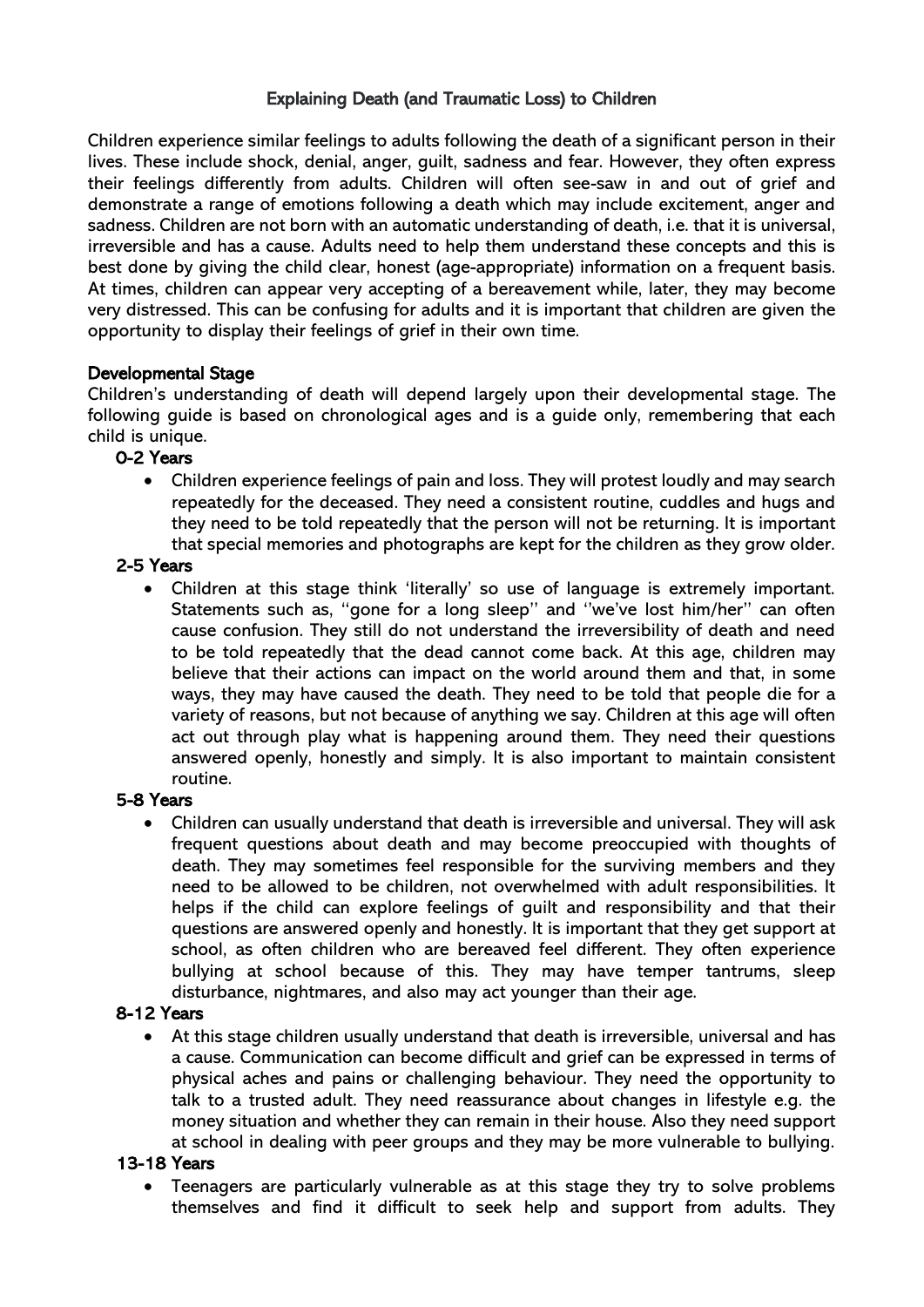# Explaining Death (and Traumatic Loss) to Children

Children experience similar feelings to adults following the death of a significant person in their lives. These include shock, denial, anger, guilt, sadness and fear. However, they often express their feelings differently from adults. Children will often see-saw in and out of grief and demonstrate a range of emotions following a death which may include excitement, anger and sadness. Children are not born with an automatic understanding of death, i.e. that it is universal, irreversible and has a cause. Adults need to help them understand these concepts and this is best done by giving the child clear, honest (age-appropriate) information on a frequent basis. At times, children can appear very accepting of a bereavement while, later, they may become very distressed. This can be confusing for adults and it is important that children are given the opportunity to display their feelings of grief in their own time.

## Developmental Stage

Children's understanding of death will depend largely upon their developmental stage. The following guide is based on chronological ages and is a guide only, remembering that each child is unique.

### 0-2 Years

- Children experience feelings of pain and loss. They will protest loudly and may search repeatedly for the deceased. They need a consistent routine, cuddles and hugs and they need to be told repeatedly that the person will not be returning. It is important that special memories and photographs are kept for the children as they grow older.

### 2-5 Years

- Children at this stage think 'literally' so use of language is extremely important. Statements such as, ''gone for a long sleep'' and ''we've lost him/her'' can often cause confusion. They still do not understand the irreversibility of death and need to be told repeatedly that the dead cannot come back. At this age, children may believe that their actions can impact on the world around them and that, in some ways, they may have caused the death. They need to be told that people die for a variety of reasons, but not because of anything we say. Children at this age will often act out through play what is happening around them. They need their questions answered openly, honestly and simply. It is also important to maintain consistent routine.

### 5-8 Years

- Children can usually understand that death is irreversible and universal. They will ask frequent questions about death and may become preoccupied with thoughts of death. They may sometimes feel responsible for the surviving members and they need to be allowed to be children, not overwhelmed with adult responsibilities. It helps if the child can explore feelings of guilt and responsibility and that their questions are answered openly and honestly. It is important that they get support at school, as often children who are bereaved feel different. They often experience bullying at school because of this. They may have temper tantrums, sleep disturbance, nightmares, and also may act younger than their age.

### 8-12 Years

- At this stage children usually understand that death is irreversible, universal and has a cause. Communication can become difficult and grief can be expressed in terms of physical aches and pains or challenging behaviour. They need the opportunity to talk to a trusted adult. They need reassurance about changes in lifestyle e.g. the money situation and whether they can remain in their house. Also they need support at school in dealing with peer groups and they may be more vulnerable to bullying.

### 13-18 Years

- Teenagers are particularly vulnerable as at this stage they try to solve problems themselves and find it difficult to seek help and support from adults. They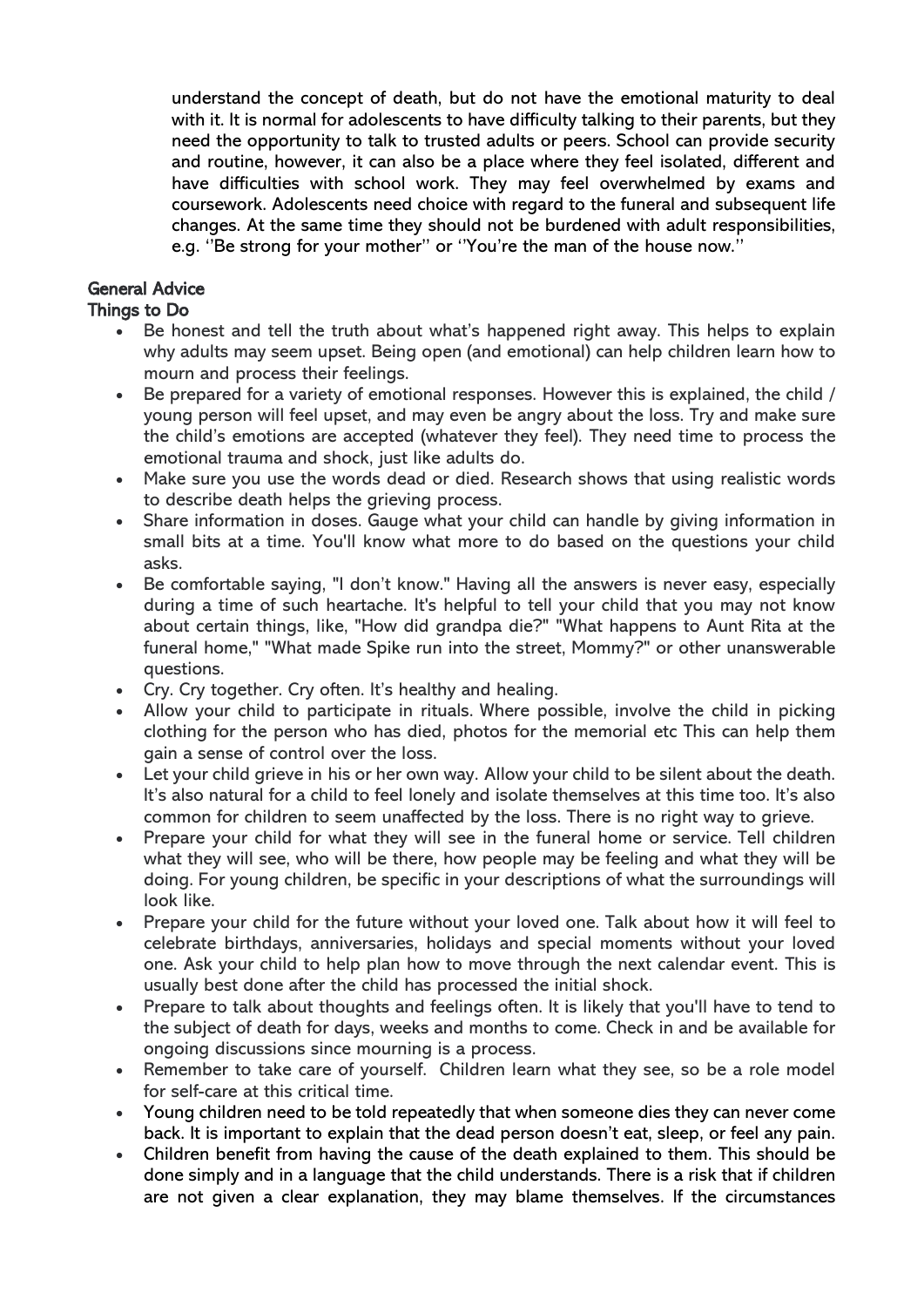understand the concept of death, but do not have the emotional maturity to deal with it. It is normal for adolescents to have difficulty talking to their parents, but they need the opportunity to talk to trusted adults or peers. School can provide security and routine, however, it can also be a place where they feel isolated, different and have difficulties with school work. They may feel overwhelmed by exams and coursework. Adolescents need choice with regard to the funeral and subsequent life changes. At the same time they should not be burdened with adult responsibilities, e.g. ''Be strong for your mother'' or ''You're the man of the house now.''

## General Advice

### Things to Do

- Be honest and tell the truth about what's happened right away. This helps to explain why adults may seem upset. Being open (and emotional) can help children learn how to mourn and process their feelings.
- Be prepared for a variety of emotional responses. However this is explained, the child / young person will feel upset, and may even be angry about the loss. Try and make sure the child's emotions are accepted (whatever they feel). They need time to process the emotional trauma and shock, just like adults do.
- Make sure you use the words dead or died. Research shows that using realistic words to describe death helps the grieving process.
- Share information in doses. Gauge what your child can handle by giving information in small bits at a time. You'll know what more to do based on the questions your child asks.
- Be comfortable saying, "I don't know." Having all the answers is never easy, especially during a time of such heartache. It's helpful to tell your child that you may not know about certain things, like, "How did grandpa die?" "What happens to Aunt Rita at the funeral home," "What made Spike run into the street, Mommy?" or other unanswerable questions.
- Cry. Cry together. Cry often. It's healthy and healing.
- Allow your child to participate in rituals. Where possible, involve the child in picking clothing for the person who has died, photos for the memorial etc This can help them gain a sense of control over the loss.
- Let your child grieve in his or her own way. Allow your child to be silent about the death. It's also natural for a child to feel lonely and isolate themselves at this time too. It's also common for children to seem unaffected by the loss. There is no right way to grieve.
- Prepare your child for what they will see in the funeral home or service. Tell children what they will see, who will be there, how people may be feeling and what they will be doing. For young children, be specific in your descriptions of what the surroundings will look like.
- Prepare your child for the future without your loved one. Talk about how it will feel to celebrate birthdays, anniversaries, holidays and special moments without your loved one. Ask your child to help plan how to move through the next calendar event. This is usually best done after the child has processed the initial shock.
- Prepare to talk about thoughts and feelings often. It is likely that you'll have to tend to the subject of death for days, weeks and months to come. Check in and be available for ongoing discussions since mourning is a process.
- Remember to take care of yourself. Children learn what they see, so be a role model for self-care at this critical time.
- Young children need to be told repeatedly that when someone dies they can never come back. It is important to explain that the dead person doesn't eat, sleep, or feel any pain.
- Children benefit from having the cause of the death explained to them. This should be done simply and in a language that the child understands. There is a risk that if children are not given a clear explanation, they may blame themselves. If the circumstances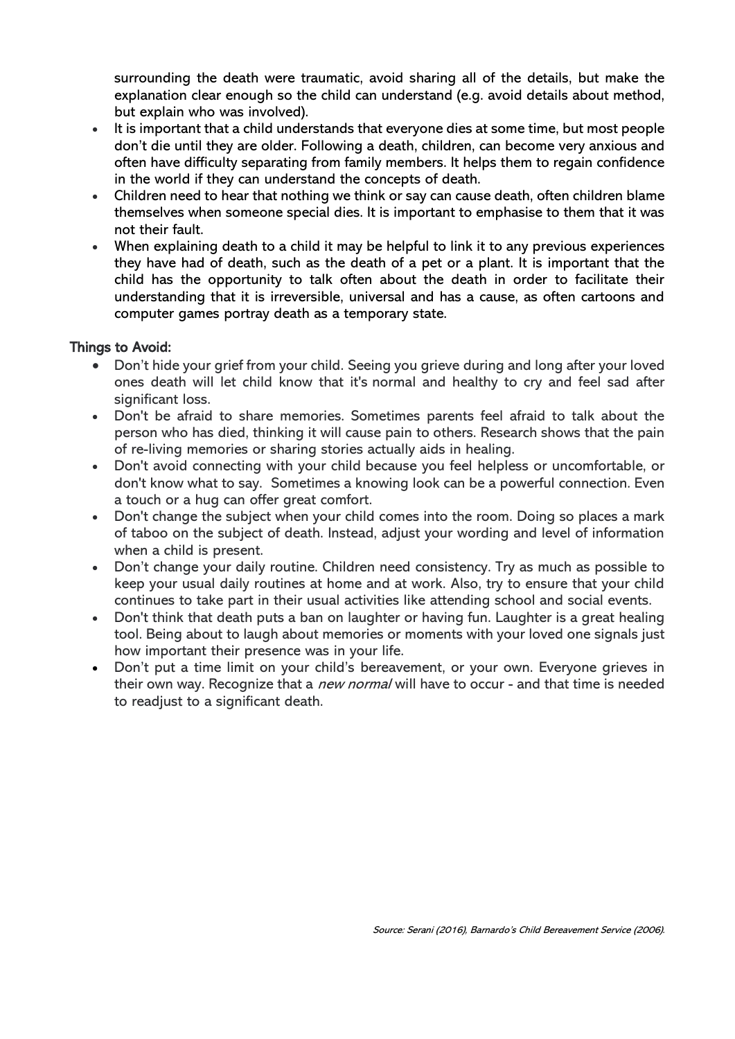surrounding the death were traumatic, avoid sharing all of the details, but make the explanation clear enough so the child can understand (e.g. avoid details about method, but explain who was involved).

- It is important that a child understands that everyone dies at some time, but most people don't die until they are older. Following a death, children, can become very anxious and often have difficulty separating from family members. It helps them to regain confidence in the world if they can understand the concepts of death.
- Children need to hear that nothing we think or say can cause death, often children blame themselves when someone special dies. It is important to emphasise to them that it was not their fault.
- When explaining death to a child it may be helpful to link it to any previous experiences they have had of death, such as the death of a pet or a plant. It is important that the child has the opportunity to talk often about the death in order to facilitate their understanding that it is irreversible, universal and has a cause, as often cartoons and computer games portray death as a temporary state.

## Things to Avoid:

- Don't hide your grief from your child. Seeing you grieve during and long after your loved ones death will let child know that it's normal and healthy to cry and feel sad after significant loss.
- Don't be afraid to share memories. Sometimes parents feel afraid to talk about the person who has died, thinking it will cause pain to others. Research shows that the pain of re-living memories or sharing stories actually aids in healing.
- Don't avoid connecting with your child because you feel helpless or uncomfortable, or don't know what to say. Sometimes a knowing look can be a powerful connection. Even a touch or a hug can offer great comfort.
- Don't change the subject when your child comes into the room. Doing so places a mark of taboo on the subject of death. Instead, adjust your wording and level of information when a child is present.
- Don't change your daily routine. Children need consistency. Try as much as possible to keep your usual daily routines at home and at work. Also, try to ensure that your child continues to take part in their usual activities like attending school and social events.
- Don't think that death puts a ban on laughter or having fun. Laughter is a great healing tool. Being about to laugh about memories or moments with your loved one signals just how important their presence was in your life.
- Don't put a time limit on your child's bereavement, or your own. Everyone grieves in their own way. Recognize that a *new normal* will have to occur - and that time is needed to readjust to a significant death.

*Source: Serani (2016), Barnardo's Child Bereavement Service (2006).*